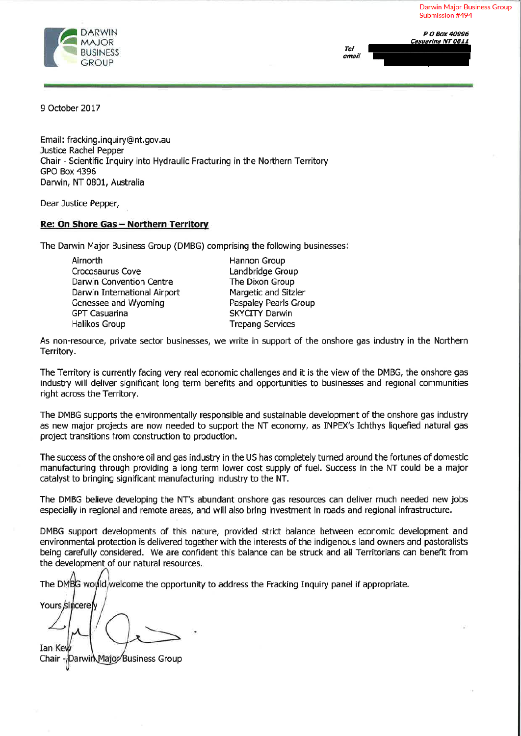Darwin Major Business Group
Submission #494

DARWIN MAJOR BUSINESS GROUP

*P O Box 40996*
*Casuarina NT 0811*

*Tel*
*email*

9 October 2017

Email: fracking.inquiry@nt.gov.au
Justice Rachel Pepper
Chair - Scientific Inquiry into Hydraulic Fracturing in the Northern Territory
GPO Box 4396
Darwin, NT 0801, Australia

Dear Justice Pepper,

**Re: On Shore Gas – Northern Territory**

The Darwin Major Business Group (DMBG) comprising the following businesses:

| | |
|---|---|
| Airnorth | Hannon Group |
| Crocosaurus Cove | Landbridge Group |
| Darwin Convention Centre | The Dixon Group |
| Darwin International Airport | Margetic and Sitzler |
| Genessee and Wyoming | Paspaley Pearls Group |
| GPT Casuarina | SKYCITY Darwin |
| Halikos Group | Trepang Services |

As non-resource, private sector businesses, we write in support of the onshore gas industry in the Northern Territory.

The Territory is currently facing very real economic challenges and it is the view of the DMBG, the onshore gas industry will deliver significant long term benefits and opportunities to businesses and regional communities right across the Territory.

The DMBG supports the environmentally responsible and sustainable development of the onshore gas industry as new major projects are now needed to support the NT economy, as INPEX's Ichthys liquefied natural gas project transitions from construction to production.

The success of the onshore oil and gas industry in the US has completely turned around the fortunes of domestic manufacturing through providing a long term lower cost supply of fuel. Success in the NT could be a major catalyst to bringing significant manufacturing industry to the NT.

The DMBG believe developing the NT's abundant onshore gas resources can deliver much needed new jobs especially in regional and remote areas, and will also bring investment in roads and regional infrastructure.

DMBG support developments of this nature, provided strict balance between economic development and environmental protection is delivered together with the interests of the indigenous land owners and pastoralists being carefully considered. We are confident this balance can be struck and all Territorians can benefit from the development of our natural resources.

The DMBG would welcome the opportunity to address the Fracking Inquiry panel if appropriate.

Yours sincerely

Ian Kew
Chair - Darwin Major Business Group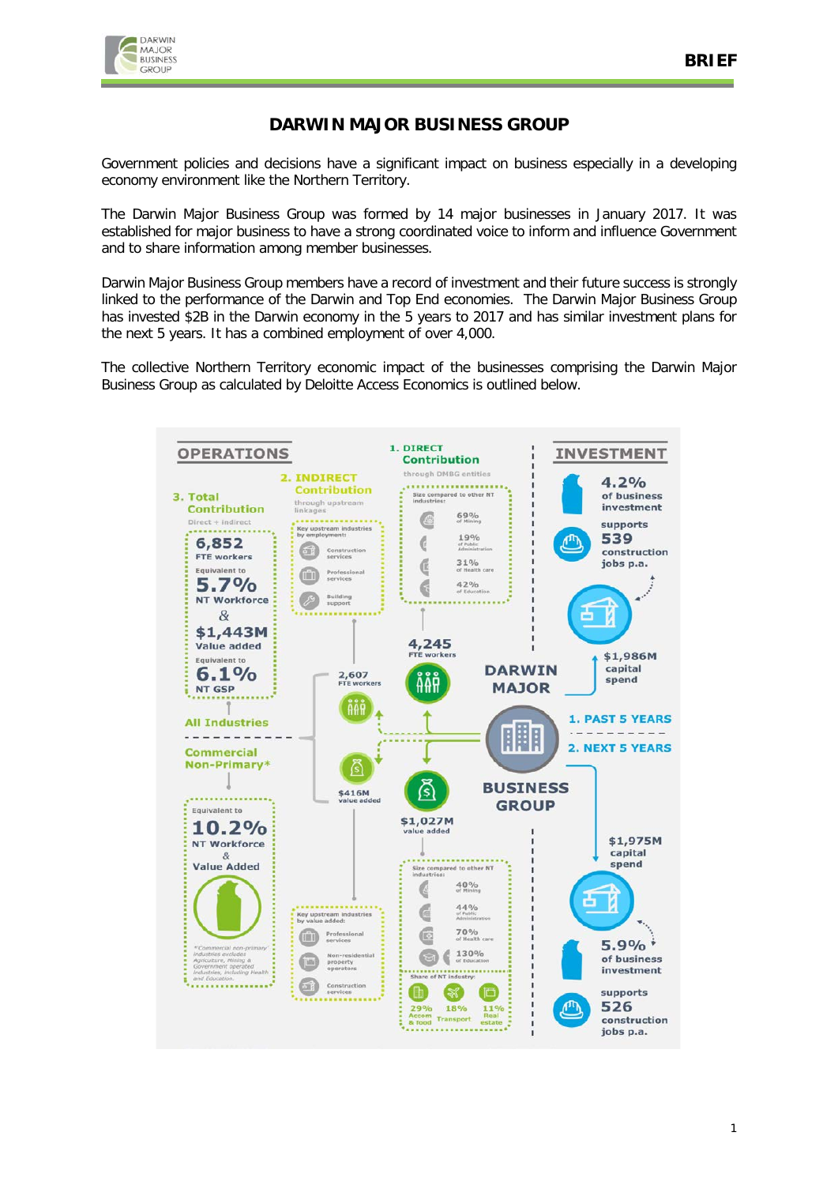# DARWIN MAJOR BUSINESS GROUP

Government policies and decisions have a significant impact on business especially in a developing economy environment like the Northern Territory.

The Darwin Major Business Group was formed by 14 major businesses in January 2017. It was established for major business to have a strong coordinated voice to inform and influence Government and to share information among member businesses.

Darwin Major Business Group members have a record of investment and their future success is strongly linked to the performance of the Darwin and Top End economies. The Darwin Major Business Group has invested $2B in the Darwin economy in the 5 years to 2017 and has similar investment plans for the next 5 years. It has a combined employment of over 4,000.

The collective Northern Territory economic impact of the businesses comprising the Darwin Major Business Group as calculated by Deloitte Access Economics is outlined below.

## OPERATIONS

**1. DIRECT Contribution**
through DMBG entities

Size compared to other NT industries:
- 69% of Mining
- 19% of Public Administration
- 31% of Health care
- 42% of Education

4,245 FTE workers

$1,027M value added

Size compared to other NT industries:
- 40% of Mining
- 44% of Public Administration
- 70% of Health care
- 130% of Education

Share of NT industry:
- 29% Accom & food
- 18% Transport
- 11% Real estate

**2. INDIRECT Contribution**
through upstream linkages

Key upstream industries by employment:
- Construction services
- Professional services
- Building support

2,607 FTE workers

$416M value added

Key upstream industries by value added:
- Professional services
- Non-residential property operators
- Construction services

**3. Total Contribution**
Direct + indirect

**All Industries**

6,852 FTE workers
Equivalent to 5.7% NT Workforce
&
$1,443M Value added
Equivalent to 6.1% NT GSP

**Commercial Non-Primary***

Equivalent to 10.2% NT Workforce & Value Added

*Commercial non-primary industries excludes Agriculture, Mining & Government operated industries, including Health and Education.

## INVESTMENT

**DARWIN MAJOR BUSINESS GROUP**

**1. PAST 5 YEARS**

- $1,986M capital spend
- 4.2% of business investment
- supports 539 construction jobs p.a.

**2. NEXT 5 YEARS**

- $1,975M capital spend
- 5.9% of business investment
- supports 526 construction jobs p.a.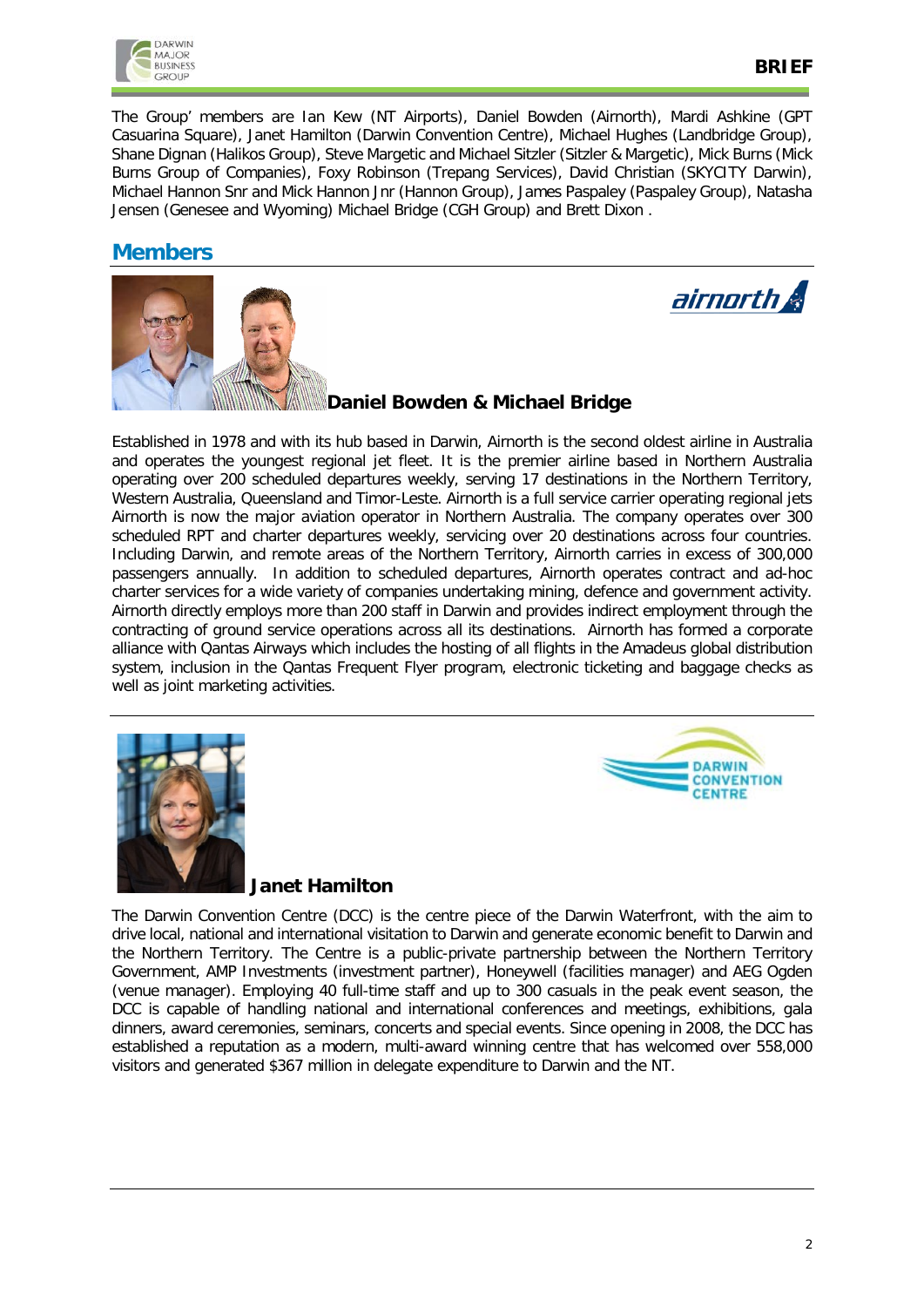The Group' members are Ian Kew (NT Airports), Daniel Bowden (Airnorth), Mardi Ashkine (GPT Casuarina Square), Janet Hamilton (Darwin Convention Centre), Michael Hughes (Landbridge Group), Shane Dignan (Halikos Group), Steve Margetic and Michael Sitzler (Sitzler & Margetic), Mick Burns (Mick Burns Group of Companies), Foxy Robinson (Trepang Services), David Christian (SKYCITY Darwin), Michael Hannon Snr and Mick Hannon Jnr (Hannon Group), James Paspaley (Paspaley Group), Natasha Jensen (Genesee and Wyoming) Michael Bridge (CGH Group) and Brett Dixon .

## Members

**Daniel Bowden & Michael Bridge**

Established in 1978 and with its hub based in Darwin, Airnorth is the second oldest airline in Australia and operates the youngest regional jet fleet. It is the premier airline based in Northern Australia operating over 200 scheduled departures weekly, serving 17 destinations in the Northern Territory, Western Australia, Queensland and Timor-Leste. Airnorth is a full service carrier operating regional jets Airnorth is now the major aviation operator in Northern Australia. The company operates over 300 scheduled RPT and charter departures weekly, servicing over 20 destinations across four countries. Including Darwin, and remote areas of the Northern Territory, Airnorth carries in excess of 300,000 passengers annually. In addition to scheduled departures, Airnorth operates contract and ad-hoc charter services for a wide variety of companies undertaking mining, defence and government activity. Airnorth directly employs more than 200 staff in Darwin and provides indirect employment through the contracting of ground service operations across all its destinations. Airnorth has formed a corporate alliance with Qantas Airways which includes the hosting of all flights in the Amadeus global distribution system, inclusion in the Qantas Frequent Flyer program, electronic ticketing and baggage checks as well as joint marketing activities.

**Janet Hamilton**

The Darwin Convention Centre (DCC) is the centre piece of the Darwin Waterfront, with the aim to drive local, national and international visitation to Darwin and generate economic benefit to Darwin and the Northern Territory. The Centre is a public-private partnership between the Northern Territory Government, AMP Investments (investment partner), Honeywell (facilities manager) and AEG Ogden (venue manager). Employing 40 full-time staff and up to 300 casuals in the peak event season, the DCC is capable of handling national and international conferences and meetings, exhibitions, gala dinners, award ceremonies, seminars, concerts and special events. Since opening in 2008, the DCC has established a reputation as a modern, multi-award winning centre that has welcomed over 558,000 visitors and generated $367 million in delegate expenditure to Darwin and the NT.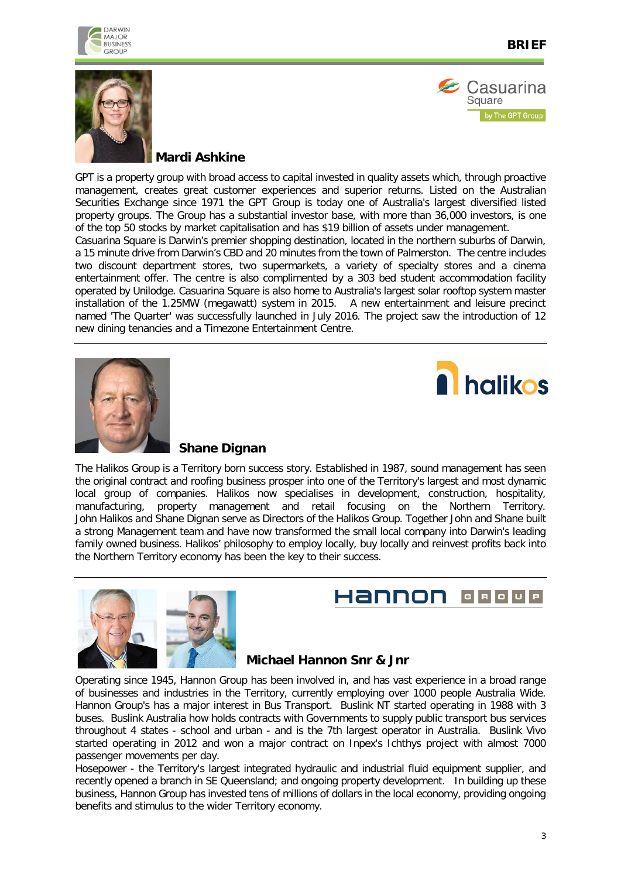### Mardi Ashkine

GPT is a property group with broad access to capital invested in quality assets which, through proactive management, creates great customer experiences and superior returns. Listed on the Australian Securities Exchange since 1971 the GPT Group is today one of Australia's largest diversified listed property groups. The Group has a substantial investor base, with more than 36,000 investors, is one of the top 50 stocks by market capitalisation and has $19 billion of assets under management.

Casuarina Square is Darwin's premier shopping destination, located in the northern suburbs of Darwin, a 15 minute drive from Darwin's CBD and 20 minutes from the town of Palmerston. The centre includes two discount department stores, two supermarkets, a variety of specialty stores and a cinema entertainment offer. The centre is also complimented by a 303 bed student accommodation facility operated by Unilodge. Casuarina Square is also home to Australia's largest solar rooftop system master installation of the 1.25MW (megawatt) system in 2015. A new entertainment and leisure precinct named 'The Quarter' was successfully launched in July 2016. The project saw the introduction of 12 new dining tenancies and a Timezone Entertainment Centre.

---

### Shane Dignan

The Halikos Group is a Territory born success story. Established in 1987, sound management has seen the original contract and roofing business prosper into one of the Territory's largest and most dynamic local group of companies. Halikos now specialises in development, construction, hospitality, manufacturing, property management and retail focusing on the Northern Territory. John Halikos and Shane Dignan serve as Directors of the Halikos Group. Together John and Shane built a strong Management team and have now transformed the small local company into Darwin's leading family owned business. Halikos' philosophy to employ locally, buy locally and reinvest profits back into the Northern Territory economy has been the key to their success.

---

### Michael Hannon Snr & Jnr

Operating since 1945, Hannon Group has been involved in, and has vast experience in a broad range of businesses and industries in the Territory, currently employing over 1000 people Australia Wide. Hannon Group's has a major interest in Bus Transport. Buslink NT started operating in 1988 with 3 buses. Buslink Australia how holds contracts with Governments to supply public transport bus services throughout 4 states - school and urban - and is the 7th largest operator in Australia. Buslink Vivo started operating in 2012 and won a major contract on Inpex's Ichthys project with almost 7000 passenger movements per day.

Hosepower - the Territory's largest integrated hydraulic and industrial fluid equipment supplier, and recently opened a branch in SE Queensland; and ongoing property development. In building up these business, Hannon Group has invested tens of millions of dollars in the local economy, providing ongoing benefits and stimulus to the wider Territory economy.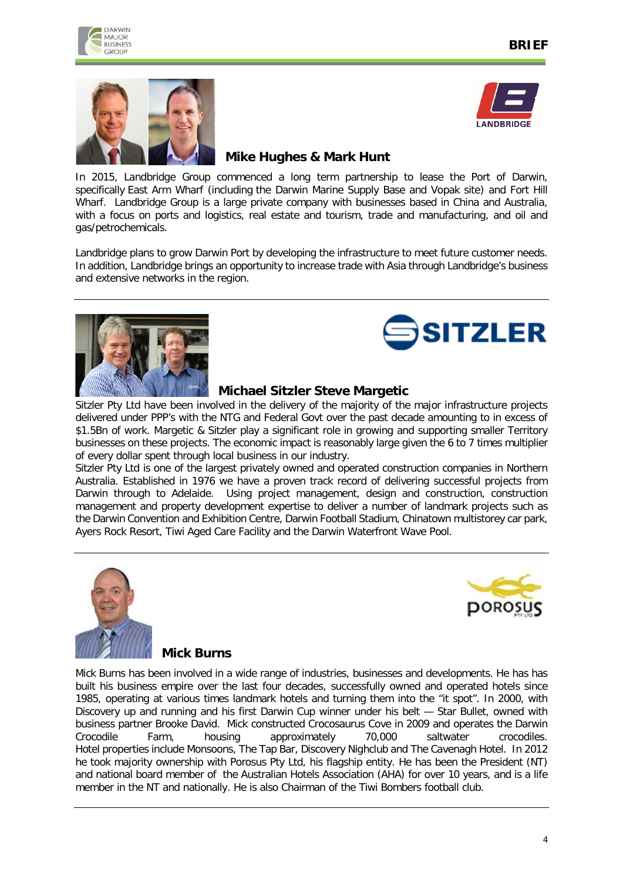### Mike Hughes & Mark Hunt

In 2015, Landbridge Group commenced a long term partnership to lease the Port of Darwin, specifically East Arm Wharf (including the Darwin Marine Supply Base and Vopak site) and Fort Hill Wharf. Landbridge Group is a large private company with businesses based in China and Australia, with a focus on ports and logistics, real estate and tourism, trade and manufacturing, and oil and gas/petrochemicals.

Landbridge plans to grow Darwin Port by developing the infrastructure to meet future customer needs. In addition, Landbridge brings an opportunity to increase trade with Asia through Landbridge's business and extensive networks in the region.

---

### Michael Sitzler Steve Margetic

Sitzler Pty Ltd have been involved in the delivery of the majority of the major infrastructure projects delivered under PPP's with the NTG and Federal Govt over the past decade amounting to in excess of $1.5Bn of work. Margetic & Sitzler play a significant role in growing and supporting smaller Territory businesses on these projects. The economic impact is reasonably large given the 6 to 7 times multiplier of every dollar spent through local business in our industry.

Sitzler Pty Ltd is one of the largest privately owned and operated construction companies in Northern Australia. Established in 1976 we have a proven track record of delivering successful projects from Darwin through to Adelaide. Using project management, design and construction, construction management and property development expertise to deliver a number of landmark projects such as the Darwin Convention and Exhibition Centre, Darwin Football Stadium, Chinatown multistorey car park, Ayers Rock Resort, Tiwi Aged Care Facility and the Darwin Waterfront Wave Pool.

---

### Mick Burns

Mick Burns has been involved in a wide range of industries, businesses and developments. He has has built his business empire over the last four decades, successfully owned and operated hotels since 1985, operating at various times landmark hotels and turning them into the "it spot". In 2000, with Discovery up and running and his first Darwin Cup winner under his belt — Star Bullet, owned with business partner Brooke David. Mick constructed Crocosaurus Cove in 2009 and operates the Darwin Crocodile Farm, housing approximately 70,000 saltwater crocodiles. Hotel properties include Monsoons, The Tap Bar, Discovery Nighclub and The Cavenagh Hotel. In 2012 he took majority ownership with Porosus Pty Ltd, his flagship entity. He has been the President (NT) and national board member of the Australian Hotels Association (AHA) for over 10 years, and is a life member in the NT and nationally. He is also Chairman of the Tiwi Bombers football club.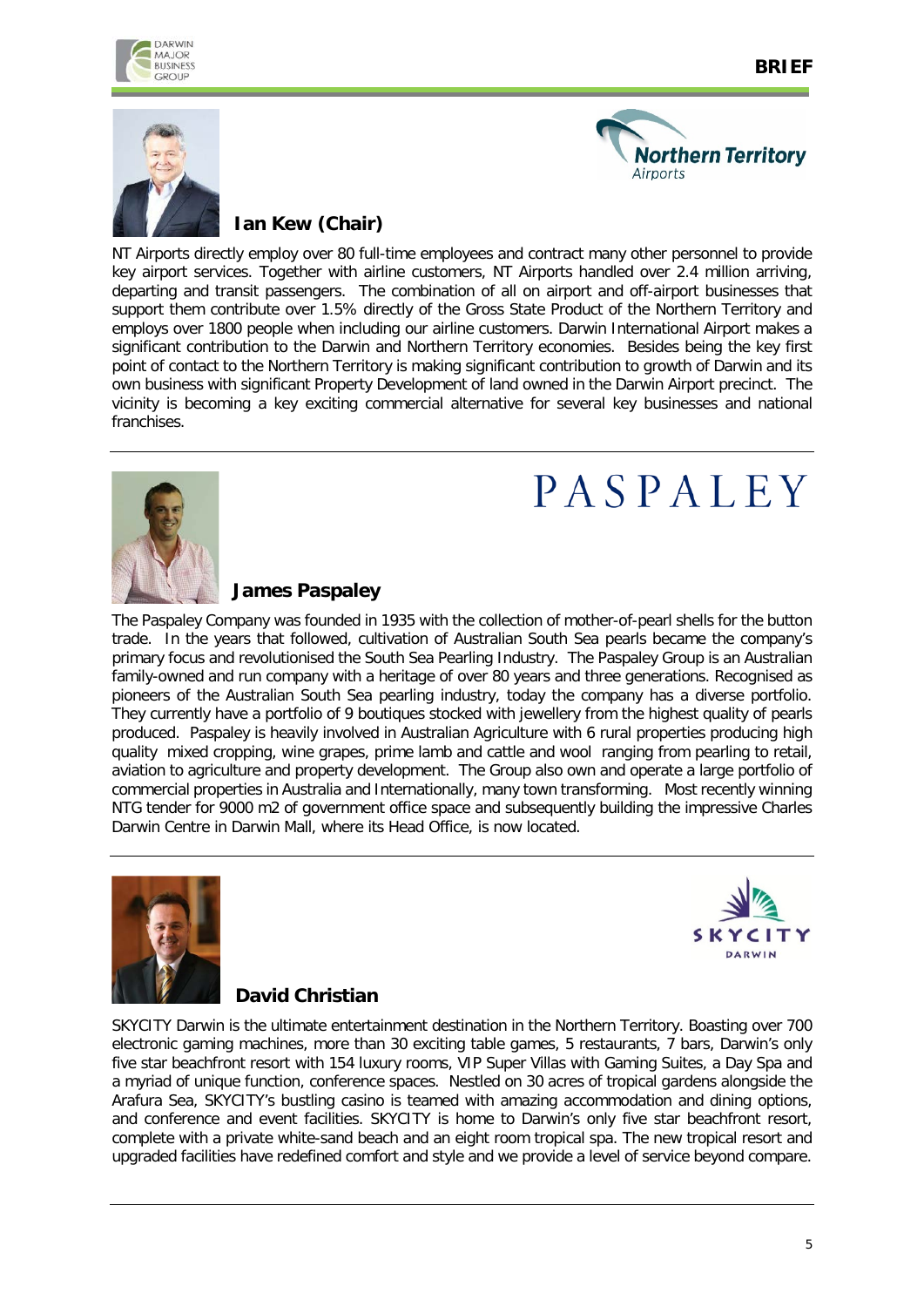### Ian Kew (Chair)

NT Airports directly employ over 80 full-time employees and contract many other personnel to provide key airport services. Together with airline customers, NT Airports handled over 2.4 million arriving, departing and transit passengers. The combination of all on airport and off-airport businesses that support them contribute over 1.5% directly of the Gross State Product of the Northern Territory and employs over 1800 people when including our airline customers. Darwin International Airport makes a significant contribution to the Darwin and Northern Territory economies. Besides being the key first point of contact to the Northern Territory is making significant contribution to growth of Darwin and its own business with significant Property Development of land owned in the Darwin Airport precinct. The vicinity is becoming a key exciting commercial alternative for several key businesses and national franchises.

---

### James Paspaley

The Paspaley Company was founded in 1935 with the collection of mother-of-pearl shells for the button trade. In the years that followed, cultivation of Australian South Sea pearls became the company's primary focus and revolutionised the South Sea Pearling Industry. The Paspaley Group is an Australian family-owned and run company with a heritage of over 80 years and three generations. Recognised as pioneers of the Australian South Sea pearling industry, today the company has a diverse portfolio. They currently have a portfolio of 9 boutiques stocked with jewellery from the highest quality of pearls produced. Paspaley is heavily involved in Australian Agriculture with 6 rural properties producing high quality mixed cropping, wine grapes, prime lamb and cattle and wool ranging from pearling to retail, aviation to agriculture and property development. The Group also own and operate a large portfolio of commercial properties in Australia and Internationally, many town transforming. Most recently winning NTG tender for 9000 m2 of government office space and subsequently building the impressive Charles Darwin Centre in Darwin Mall, where its Head Office, is now located.

---

### David Christian

SKYCITY Darwin is the ultimate entertainment destination in the Northern Territory. Boasting over 700 electronic gaming machines, more than 30 exciting table games, 5 restaurants, 7 bars, Darwin's only five star beachfront resort with 154 luxury rooms, VIP Super Villas with Gaming Suites, a Day Spa and a myriad of unique function, conference spaces. Nestled on 30 acres of tropical gardens alongside the Arafura Sea, SKYCITY's bustling casino is teamed with amazing accommodation and dining options, and conference and event facilities. SKYCITY is home to Darwin's only five star beachfront resort, complete with a private white-sand beach and an eight room tropical spa. The new tropical resort and upgraded facilities have redefined comfort and style and we provide a level of service beyond compare.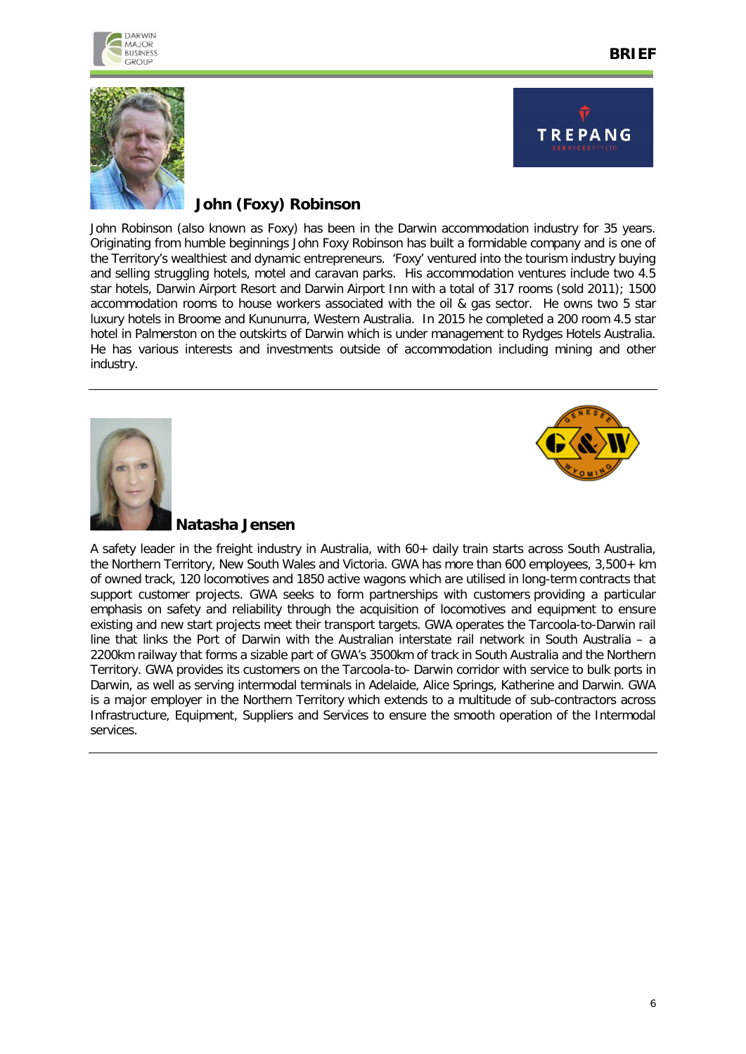## John (Foxy) Robinson

John Robinson (also known as Foxy) has been in the Darwin accommodation industry for 35 years. Originating from humble beginnings John Foxy Robinson has built a formidable company and is one of the Territory's wealthiest and dynamic entrepreneurs. 'Foxy' ventured into the tourism industry buying and selling struggling hotels, motel and caravan parks. His accommodation ventures include two 4.5 star hotels, Darwin Airport Resort and Darwin Airport Inn with a total of 317 rooms (sold 2011); 1500 accommodation rooms to house workers associated with the oil & gas sector. He owns two 5 star luxury hotels in Broome and Kununurra, Western Australia. In 2015 he completed a 200 room 4.5 star hotel in Palmerston on the outskirts of Darwin which is under management to Rydges Hotels Australia. He has various interests and investments outside of accommodation including mining and other industry.

---

## Natasha Jensen

A safety leader in the freight industry in Australia, with 60+ daily train starts across South Australia, the Northern Territory, New South Wales and Victoria. GWA has more than 600 employees, 3,500+ km of owned track, 120 locomotives and 1850 active wagons which are utilised in long-term contracts that support customer projects. GWA seeks to form partnerships with customers providing a particular emphasis on safety and reliability through the acquisition of locomotives and equipment to ensure existing and new start projects meet their transport targets. GWA operates the Tarcoola-to-Darwin rail line that links the Port of Darwin with the Australian interstate rail network in South Australia – a 2200km railway that forms a sizable part of GWA's 3500km of track in South Australia and the Northern Territory. GWA provides its customers on the Tarcoola-to- Darwin corridor with service to bulk ports in Darwin, as well as serving intermodal terminals in Adelaide, Alice Springs, Katherine and Darwin. GWA is a major employer in the Northern Territory which extends to a multitude of sub-contractors across Infrastructure, Equipment, Suppliers and Services to ensure the smooth operation of the Intermodal services.

---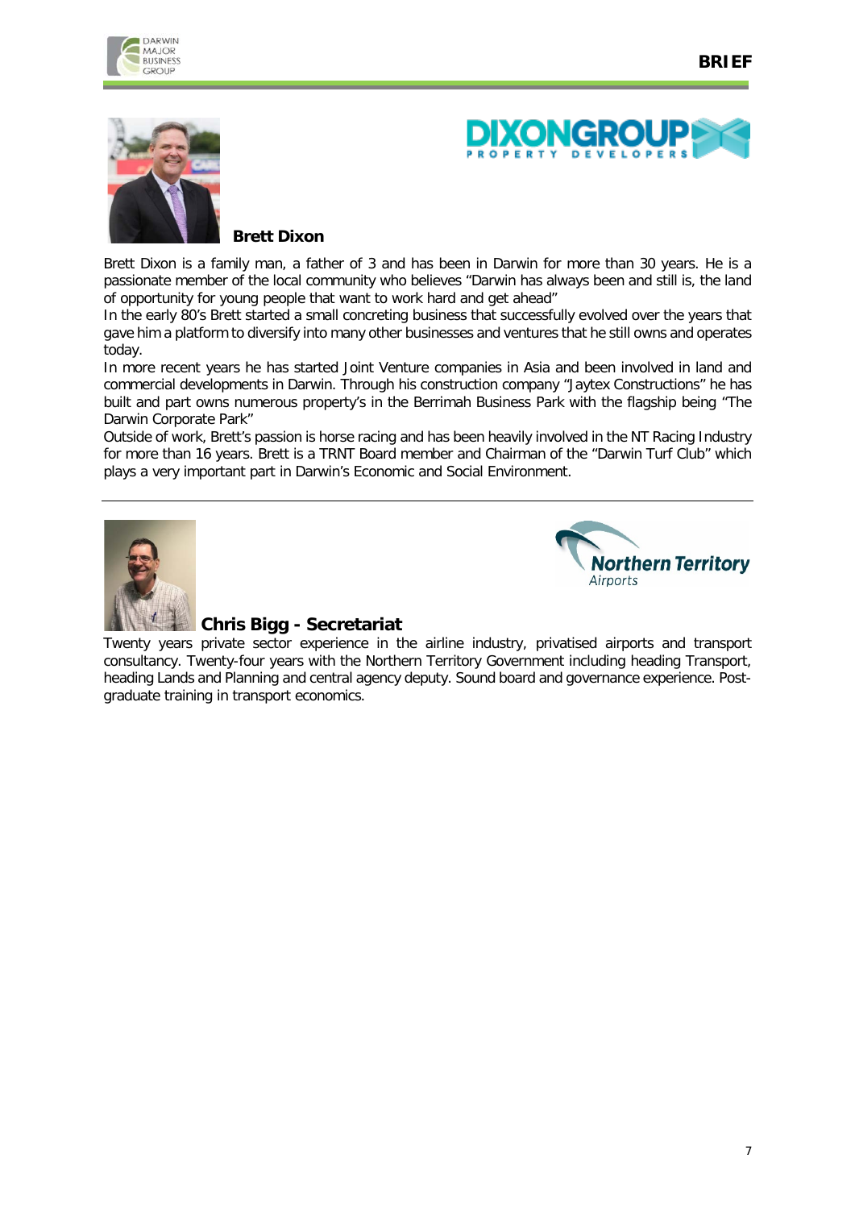**Brett Dixon**

Brett Dixon is a family man, a father of 3 and has been in Darwin for more than 30 years. He is a passionate member of the local community who believes "Darwin has always been and still is, the land of opportunity for young people that want to work hard and get ahead"

In the early 80's Brett started a small concreting business that successfully evolved over the years that gave him a platform to diversify into many other businesses and ventures that he still owns and operates today.

In more recent years he has started Joint Venture companies in Asia and been involved in land and commercial developments in Darwin. Through his construction company "Jaytex Constructions" he has built and part owns numerous property's in the Berrimah Business Park with the flagship being "The Darwin Corporate Park"

Outside of work, Brett's passion is horse racing and has been heavily involved in the NT Racing Industry for more than 16 years. Brett is a TRNT Board member and Chairman of the "Darwin Turf Club" which plays a very important part in Darwin's Economic and Social Environment.

---

**Chris Bigg - Secretariat**

Twenty years private sector experience in the airline industry, privatised airports and transport consultancy. Twenty-four years with the Northern Territory Government including heading Transport, heading Lands and Planning and central agency deputy. Sound board and governance experience. Post-graduate training in transport economics.